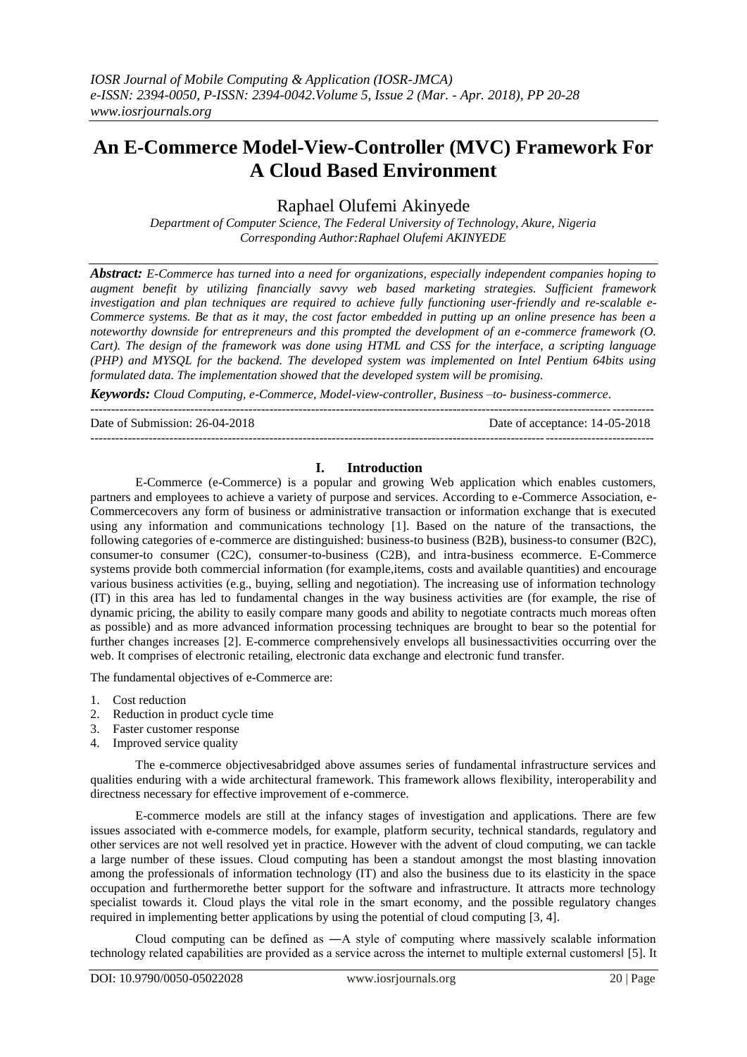# An E-Commerce Model-View-Controller (MVC) Framework For A Cloud Based Environment

Raphael Olufemi Akinyede

*Department of Computer Science, The Federal University of Technology, Akure, Nigeria*
*Corresponding Author:Raphael Olufemi AKINYEDE*

***Abstract:*** *E-Commerce has turned into a need for organizations, especially independent companies hoping to augment benefit by utilizing financially savvy web based marketing strategies. Sufficient framework investigation and plan techniques are required to achieve fully functioning user-friendly and re-scalable e-Commerce systems. Be that as it may, the cost factor embedded in putting up an online presence has been a noteworthy downside for entrepreneurs and this prompted the development of an e-commerce framework (O. Cart). The design of the framework was done using HTML and CSS for the interface, a scripting language (PHP) and MYSQL for the backend. The developed system was implemented on Intel Pentium 64bits using formulated data. The implementation showed that the developed system will be promising.*

***Keywords:*** *Cloud Computing, e-Commerce, Model-view-controller, Business –to- business-commerce.*

---

Date of Submission: 26-04-2018 | Date of acceptance: 14-05-2018

---

## I. Introduction

E-Commerce (e-Commerce) is a popular and growing Web application which enables customers, partners and employees to achieve a variety of purpose and services. According to e-Commerce Association, e-Commercecovers any form of business or administrative transaction or information exchange that is executed using any information and communications technology [1]. Based on the nature of the transactions, the following categories of e-commerce are distinguished: business-to business (B2B), business-to consumer (B2C), consumer-to consumer (C2C), consumer-to-business (C2B), and intra-business ecommerce. E-Commerce systems provide both commercial information (for example,items, costs and available quantities) and encourage various business activities (e.g., buying, selling and negotiation). The increasing use of information technology (IT) in this area has led to fundamental changes in the way business activities are (for example, the rise of dynamic pricing, the ability to easily compare many goods and ability to negotiate contracts much moreas often as possible) and as more advanced information processing techniques are brought to bear so the potential for further changes increases [2]. E-commerce comprehensively envelops all businessactivities occurring over the web. It comprises of electronic retailing, electronic data exchange and electronic fund transfer.

The fundamental objectives of e-Commerce are:

1. Cost reduction
2. Reduction in product cycle time
3. Faster customer response
4. Improved service quality

The e-commerce objectivesabridged above assumes series of fundamental infrastructure services and qualities enduring with a wide architectural framework. This framework allows flexibility, interoperability and directness necessary for effective improvement of e-commerce.

E-commerce models are still at the infancy stages of investigation and applications. There are few issues associated with e-commerce models, for example, platform security, technical standards, regulatory and other services are not well resolved yet in practice. However with the advent of cloud computing, we can tackle a large number of these issues. Cloud computing has been a standout amongst the most blasting innovation among the professionals of information technology (IT) and also the business due to its elasticity in the space occupation and furthermorethe better support for the software and infrastructure. It attracts more technology specialist towards it. Cloud plays the vital role in the smart economy, and the possible regulatory changes required in implementing better applications by using the potential of cloud computing [3, 4].

Cloud computing can be defined as ―A style of computing where massively scalable information technology related capabilities are provided as a service across the internet to multiple external customers‖ [5]. It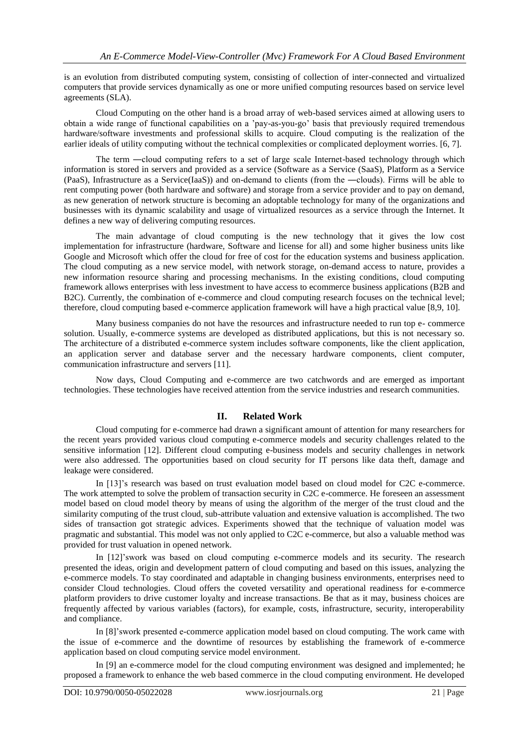is an evolution from distributed computing system, consisting of collection of inter-connected and virtualized computers that provide services dynamically as one or more unified computing resources based on service level agreements (SLA).

Cloud Computing on the other hand is a broad array of web-based services aimed at allowing users to obtain a wide range of functional capabilities on a 'pay-as-you-go' basis that previously required tremendous hardware/software investments and professional skills to acquire. Cloud computing is the realization of the earlier ideals of utility computing without the technical complexities or complicated deployment worries. [6, 7].

The term ―cloud computing refers to a set of large scale Internet-based technology through which information is stored in servers and provided as a service (Software as a Service (SaaS), Platform as a Service (PaaS), Infrastructure as a Service(IaaS)) and on-demand to clients (from the ―clouds). Firms will be able to rent computing power (both hardware and software) and storage from a service provider and to pay on demand, as new generation of network structure is becoming an adoptable technology for many of the organizations and businesses with its dynamic scalability and usage of virtualized resources as a service through the Internet. It defines a new way of delivering computing resources.

The main advantage of cloud computing is the new technology that it gives the low cost implementation for infrastructure (hardware, Software and license for all) and some higher business units like Google and Microsoft which offer the cloud for free of cost for the education systems and business application. The cloud computing as a new service model, with network storage, on-demand access to nature, provides a new information resource sharing and processing mechanisms. In the existing conditions, cloud computing framework allows enterprises with less investment to have access to ecommerce business applications (B2B and B2C). Currently, the combination of e-commerce and cloud computing research focuses on the technical level; therefore, cloud computing based e-commerce application framework will have a high practical value [8,9, 10].

Many business companies do not have the resources and infrastructure needed to run top e- commerce solution. Usually, e-commerce systems are developed as distributed applications, but this is not necessary so. The architecture of a distributed e-commerce system includes software components, like the client application, an application server and database server and the necessary hardware components, client computer, communication infrastructure and servers [11].

Now days, Cloud Computing and e-commerce are two catchwords and are emerged as important technologies. These technologies have received attention from the service industries and research communities.

## II. Related Work

Cloud computing for e-commerce had drawn a significant amount of attention for many researchers for the recent years provided various cloud computing e-commerce models and security challenges related to the sensitive information [12]. Different cloud computing e-business models and security challenges in network were also addressed. The opportunities based on cloud security for IT persons like data theft, damage and leakage were considered.

In [13]'s research was based on trust evaluation model based on cloud model for C2C e-commerce. The work attempted to solve the problem of transaction security in C2C e-commerce. He foreseen an assessment model based on cloud model theory by means of using the algorithm of the merger of the trust cloud and the similarity computing of the trust cloud, sub-attribute valuation and extensive valuation is accomplished. The two sides of transaction got strategic advices. Experiments showed that the technique of valuation model was pragmatic and substantial. This model was not only applied to C2C e-commerce, but also a valuable method was provided for trust valuation in opened network.

In [12]'swork was based on cloud computing e-commerce models and its security. The research presented the ideas, origin and development pattern of cloud computing and based on this issues, analyzing the e-commerce models. To stay coordinated and adaptable in changing business environments, enterprises need to consider Cloud technologies. Cloud offers the coveted versatility and operational readiness for e-commerce platform providers to drive customer loyalty and increase transactions. Be that as it may, business choices are frequently affected by various variables (factors), for example, costs, infrastructure, security, interoperability and compliance.

In [8]'swork presented e-commerce application model based on cloud computing. The work came with the issue of e-commerce and the downtime of resources by establishing the framework of e-commerce application based on cloud computing service model environment.

In [9] an e-commerce model for the cloud computing environment was designed and implemented; he proposed a framework to enhance the web based commerce in the cloud computing environment. He developed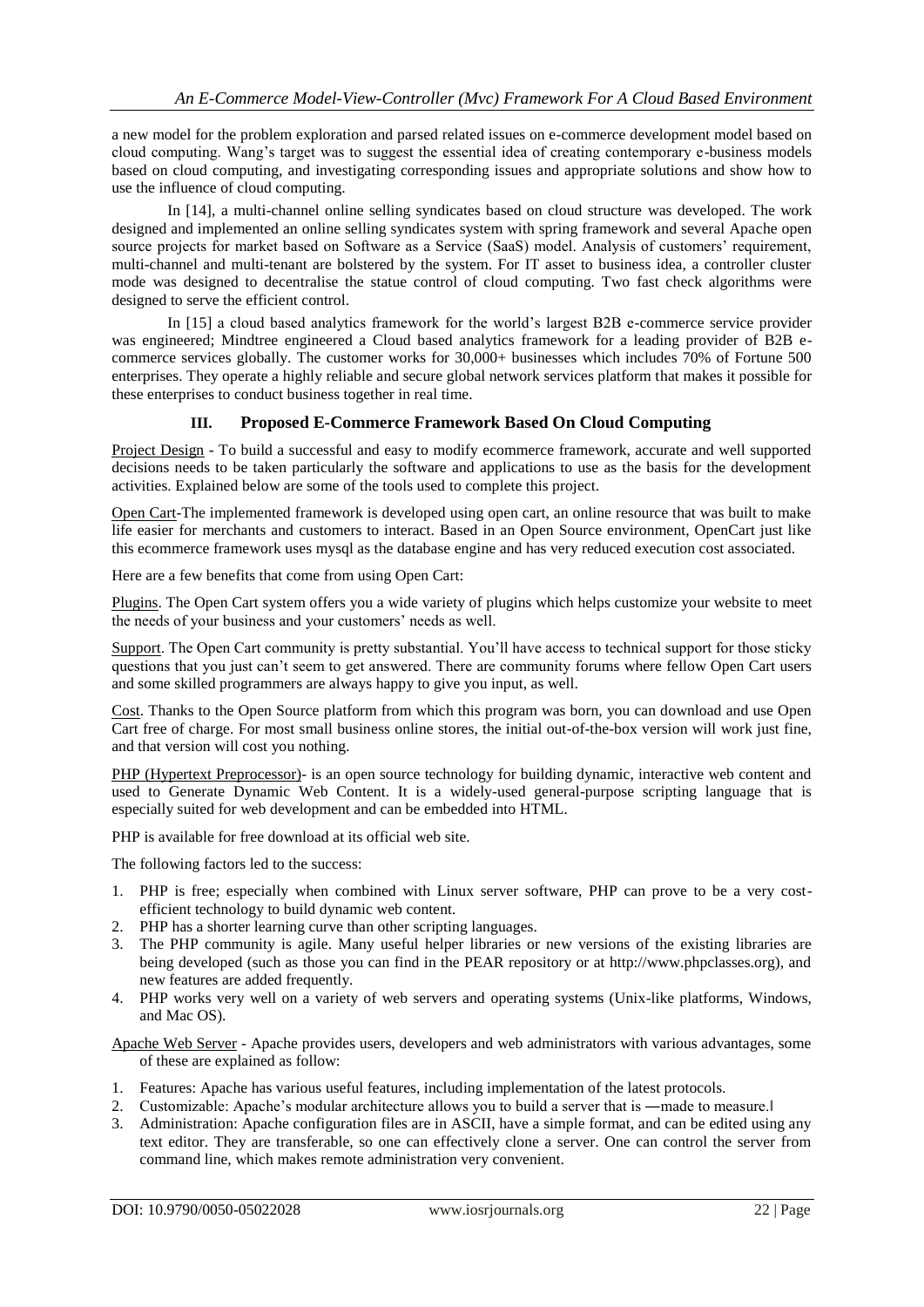a new model for the problem exploration and parsed related issues on e-commerce development model based on cloud computing. Wang's target was to suggest the essential idea of creating contemporary e-business models based on cloud computing, and investigating corresponding issues and appropriate solutions and show how to use the influence of cloud computing.

In [14], a multi-channel online selling syndicates based on cloud structure was developed. The work designed and implemented an online selling syndicates system with spring framework and several Apache open source projects for market based on Software as a Service (SaaS) model. Analysis of customers' requirement, multi-channel and multi-tenant are bolstered by the system. For IT asset to business idea, a controller cluster mode was designed to decentralise the statue control of cloud computing. Two fast check algorithms were designed to serve the efficient control.

In [15] a cloud based analytics framework for the world's largest B2B e-commerce service provider was engineered; Mindtree engineered a Cloud based analytics framework for a leading provider of B2B e-commerce services globally. The customer works for 30,000+ businesses which includes 70% of Fortune 500 enterprises. They operate a highly reliable and secure global network services platform that makes it possible for these enterprises to conduct business together in real time.

## III. Proposed E-Commerce Framework Based On Cloud Computing

Project Design - To build a successful and easy to modify ecommerce framework, accurate and well supported decisions needs to be taken particularly the software and applications to use as the basis for the development activities. Explained below are some of the tools used to complete this project.

Open Cart-The implemented framework is developed using open cart, an online resource that was built to make life easier for merchants and customers to interact. Based in an Open Source environment, OpenCart just like this ecommerce framework uses mysql as the database engine and has very reduced execution cost associated.

Here are a few benefits that come from using Open Cart:

Plugins. The Open Cart system offers you a wide variety of plugins which helps customize your website to meet the needs of your business and your customers' needs as well.

Support. The Open Cart community is pretty substantial. You'll have access to technical support for those sticky questions that you just can't seem to get answered. There are community forums where fellow Open Cart users and some skilled programmers are always happy to give you input, as well.

Cost. Thanks to the Open Source platform from which this program was born, you can download and use Open Cart free of charge. For most small business online stores, the initial out-of-the-box version will work just fine, and that version will cost you nothing.

PHP (Hypertext Preprocessor)- is an open source technology for building dynamic, interactive web content and used to Generate Dynamic Web Content. It is a widely-used general-purpose scripting language that is especially suited for web development and can be embedded into HTML.

PHP is available for free download at its official web site.

The following factors led to the success:

1. PHP is free; especially when combined with Linux server software, PHP can prove to be a very cost-efficient technology to build dynamic web content.
2. PHP has a shorter learning curve than other scripting languages.
3. The PHP community is agile. Many useful helper libraries or new versions of the existing libraries are being developed (such as those you can find in the PEAR repository or at http://www.phpclasses.org), and new features are added frequently.
4. PHP works very well on a variety of web servers and operating systems (Unix-like platforms, Windows, and Mac OS).

Apache Web Server - Apache provides users, developers and web administrators with various advantages, some of these are explained as follow:

1. Features: Apache has various useful features, including implementation of the latest protocols.
2. Customizable: Apache's modular architecture allows you to build a server that is ―made to measure.‖
3. Administration: Apache configuration files are in ASCII, have a simple format, and can be edited using any text editor. They are transferable, so one can effectively clone a server. One can control the server from command line, which makes remote administration very convenient.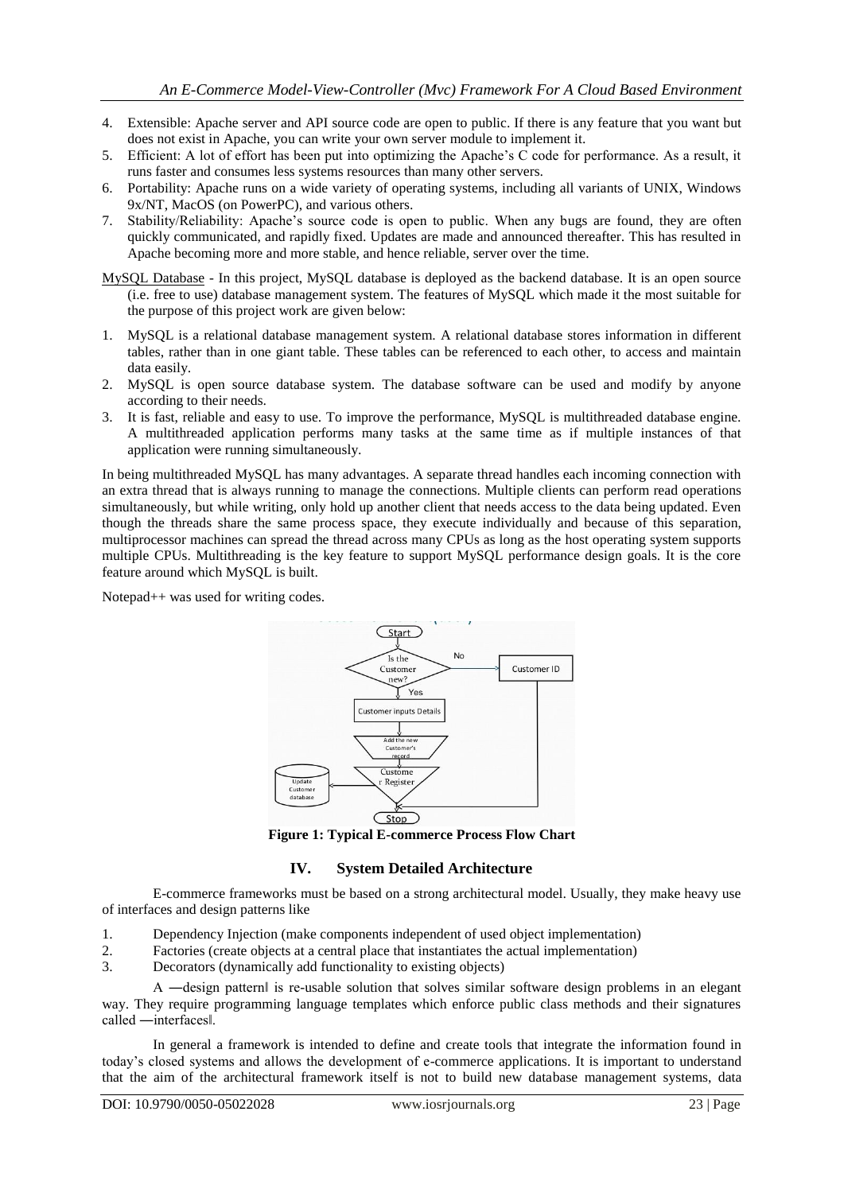4. Extensible: Apache server and API source code are open to public. If there is any feature that you want but does not exist in Apache, you can write your own server module to implement it.
5. Efficient: A lot of effort has been put into optimizing the Apache's C code for performance. As a result, it runs faster and consumes less systems resources than many other servers.
6. Portability: Apache runs on a wide variety of operating systems, including all variants of UNIX, Windows 9x/NT, MacOS (on PowerPC), and various others.
7. Stability/Reliability: Apache's source code is open to public. When any bugs are found, they are often quickly communicated, and rapidly fixed. Updates are made and announced thereafter. This has resulted in Apache becoming more and more stable, and hence reliable, server over the time.

MySQL Database - In this project, MySQL database is deployed as the backend database. It is an open source (i.e. free to use) database management system. The features of MySQL which made it the most suitable for the purpose of this project work are given below:

1. MySQL is a relational database management system. A relational database stores information in different tables, rather than in one giant table. These tables can be referenced to each other, to access and maintain data easily.
2. MySQL is open source database system. The database software can be used and modify by anyone according to their needs.
3. It is fast, reliable and easy to use. To improve the performance, MySQL is multithreaded database engine. A multithreaded application performs many tasks at the same time as if multiple instances of that application were running simultaneously.

In being multithreaded MySQL has many advantages. A separate thread handles each incoming connection with an extra thread that is always running to manage the connections. Multiple clients can perform read operations simultaneously, but while writing, only hold up another client that needs access to the data being updated. Even though the threads share the same process space, they execute individually and because of this separation, multiprocessor machines can spread the thread across many CPUs as long as the host operating system supports multiple CPUs. Multithreading is the key feature to support MySQL performance design goals. It is the core feature around which MySQL is built.

Notepad++ was used for writing codes.

**Figure 1: Typical E-commerce Process Flow Chart**

## IV. System Detailed Architecture

E-commerce frameworks must be based on a strong architectural model. Usually, they make heavy use of interfaces and design patterns like

1. Dependency Injection (make components independent of used object implementation)
2. Factories (create objects at a central place that instantiates the actual implementation)
3. Decorators (dynamically add functionality to existing objects)

A ―design pattern‖ is re-usable solution that solves similar software design problems in an elegant way. They require programming language templates which enforce public class methods and their signatures called ―interfaces‖.

In general a framework is intended to define and create tools that integrate the information found in today's closed systems and allows the development of e-commerce applications. It is important to understand that the aim of the architectural framework itself is not to build new database management systems, data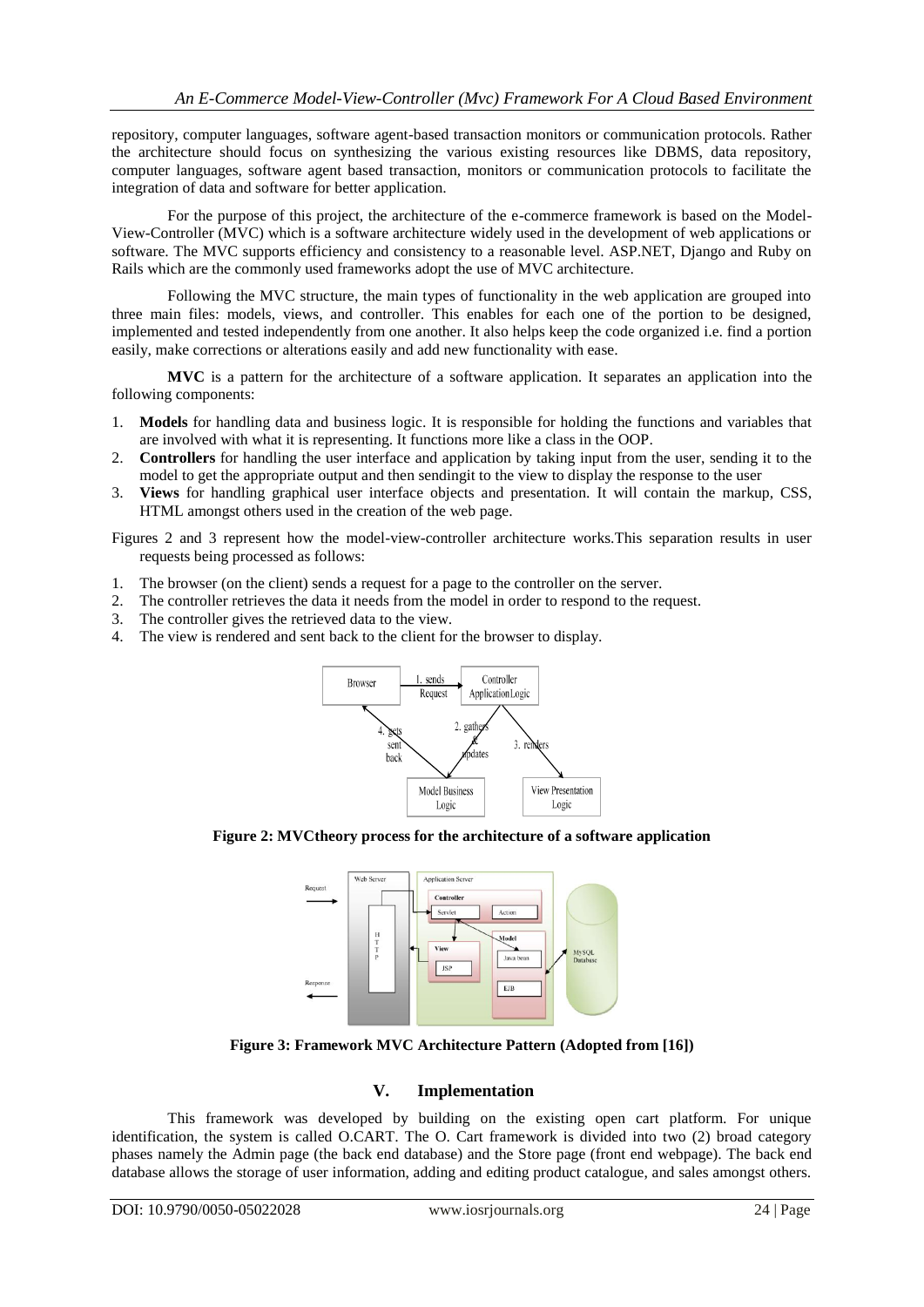repository, computer languages, software agent-based transaction monitors or communication protocols. Rather the architecture should focus on synthesizing the various existing resources like DBMS, data repository, computer languages, software agent based transaction, monitors or communication protocols to facilitate the integration of data and software for better application.

For the purpose of this project, the architecture of the e-commerce framework is based on the Model-View-Controller (MVC) which is a software architecture widely used in the development of web applications or software. The MVC supports efficiency and consistency to a reasonable level. ASP.NET, Django and Ruby on Rails which are the commonly used frameworks adopt the use of MVC architecture.

Following the MVC structure, the main types of functionality in the web application are grouped into three main files: models, views, and controller. This enables for each one of the portion to be designed, implemented and tested independently from one another. It also helps keep the code organized i.e. find a portion easily, make corrections or alterations easily and add new functionality with ease.

**MVC** is a pattern for the architecture of a software application. It separates an application into the following components:

1. **Models** for handling data and business logic. It is responsible for holding the functions and variables that are involved with what it is representing. It functions more like a class in the OOP.
2. **Controllers** for handling the user interface and application by taking input from the user, sending it to the model to get the appropriate output and then sendingit to the view to display the response to the user
3. **Views** for handling graphical user interface objects and presentation. It will contain the markup, CSS, HTML amongst others used in the creation of the web page.

Figures 2 and 3 represent how the model-view-controller architecture works.This separation results in user requests being processed as follows:

1. The browser (on the client) sends a request for a page to the controller on the server.
2. The controller retrieves the data it needs from the model in order to respond to the request.
3. The controller gives the retrieved data to the view.
4. The view is rendered and sent back to the client for the browser to display.

**Figure 2: MVCtheory process for the architecture of a software application**

**Figure 3: Framework MVC Architecture Pattern (Adopted from [16])**

## V. Implementation

This framework was developed by building on the existing open cart platform. For unique identification, the system is called O.CART. The O. Cart framework is divided into two (2) broad category phases namely the Admin page (the back end database) and the Store page (front end webpage). The back end database allows the storage of user information, adding and editing product catalogue, and sales amongst others.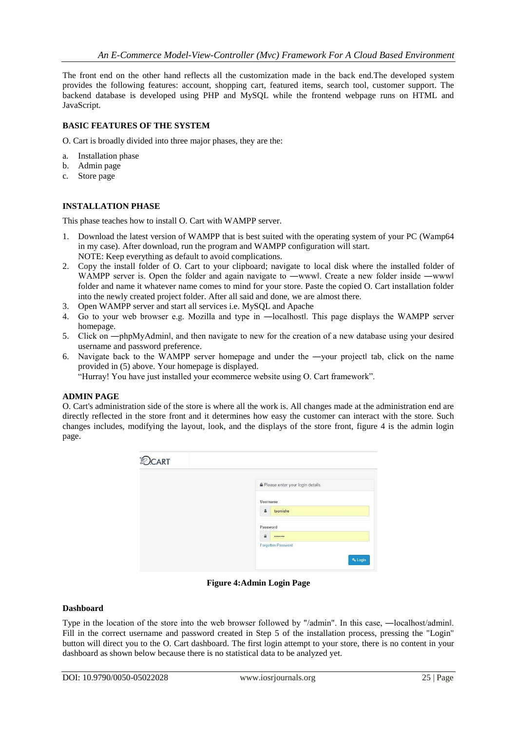The front end on the other hand reflects all the customization made in the back end.The developed system provides the following features: account, shopping cart, featured items, search tool, customer support. The backend database is developed using PHP and MySQL while the frontend webpage runs on HTML and JavaScript.

**BASIC FEATURES OF THE SYSTEM**

O. Cart is broadly divided into three major phases, they are the:

a. Installation phase
b. Admin page
c. Store page

**INSTALLATION PHASE**

This phase teaches how to install O. Cart with WAMPP server.

1. Download the latest version of WAMPP that is best suited with the operating system of your PC (Wamp64 in my case). After download, run the program and WAMPP configuration will start.
   NOTE: Keep everything as default to avoid complications.
2. Copy the install folder of O. Cart to your clipboard; navigate to local disk where the installed folder of WAMPP server is. Open the folder and again navigate to ―www‖. Create a new folder inside ―www‖ folder and name it whatever name comes to mind for your store. Paste the copied O. Cart installation folder into the newly created project folder. After all said and done, we are almost there.
3. Open WAMPP server and start all services i.e. MySQL and Apache
4. Go to your web browser e.g. Mozilla and type in ―localhost‖. This page displays the WAMPP server homepage.
5. Click on ―phpMyAdmin‖, and then navigate to new for the creation of a new database using your desired username and password preference.
6. Navigate back to the WAMPP server homepage and under the ―your project‖ tab, click on the name provided in (5) above. Your homepage is displayed.
   "Hurray! You have just installed your ecommerce website using O. Cart framework".

**ADMIN PAGE**

O. Cart's administration side of the store is where all the work is. All changes made at the administration end are directly reflected in the store front and it determines how easy the customer can interact with the store. Such changes includes, modifying the layout, look, and the displays of the store front, figure 4 is the admin login page.

**Figure 4:Admin Login Page**

**Dashboard**

Type in the location of the store into the web browser followed by "/admin". In this case, ―localhost/admin‖. Fill in the correct username and password created in Step 5 of the installation process, pressing the "Login" button will direct you to the O. Cart dashboard. The first login attempt to your store, there is no content in your dashboard as shown below because there is no statistical data to be analyzed yet.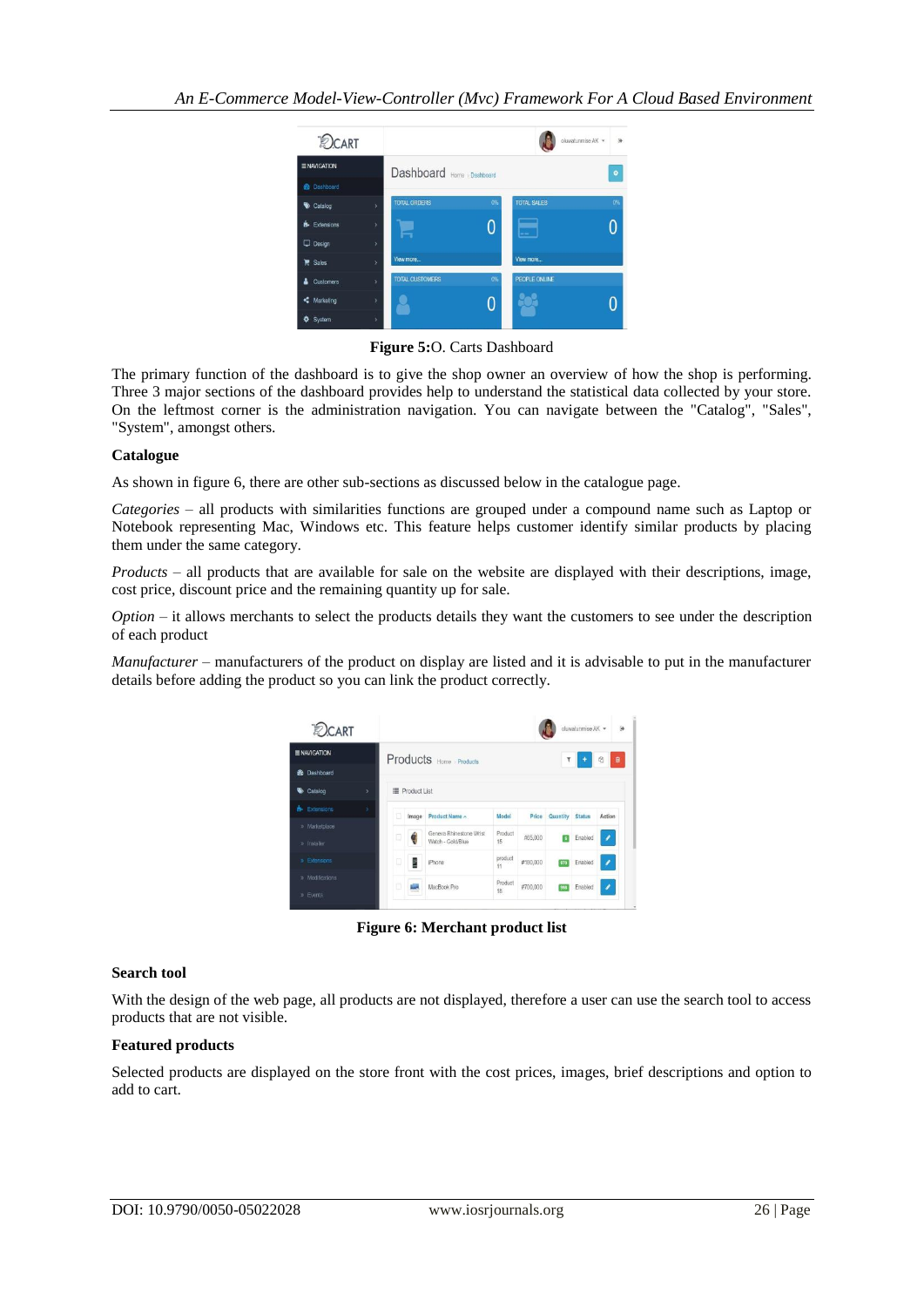**Figure 5:**O. Carts Dashboard

The primary function of the dashboard is to give the shop owner an overview of how the shop is performing. Three 3 major sections of the dashboard provides help to understand the statistical data collected by your store. On the leftmost corner is the administration navigation. You can navigate between the "Catalog", "Sales", "System", amongst others.

**Catalogue**

As shown in figure 6, there are other sub-sections as discussed below in the catalogue page.

*Categories* – all products with similarities functions are grouped under a compound name such as Laptop or Notebook representing Mac, Windows etc. This feature helps customer identify similar products by placing them under the same category.

*Products* – all products that are available for sale on the website are displayed with their descriptions, image, cost price, discount price and the remaining quantity up for sale.

*Option* – it allows merchants to select the products details they want the customers to see under the description of each product

*Manufacturer* – manufacturers of the product on display are listed and it is advisable to put in the manufacturer details before adding the product so you can link the product correctly.

**Figure 6: Merchant product list**

**Search tool**

With the design of the web page, all products are not displayed, therefore a user can use the search tool to access products that are not visible.

**Featured products**

Selected products are displayed on the store front with the cost prices, images, brief descriptions and option to add to cart.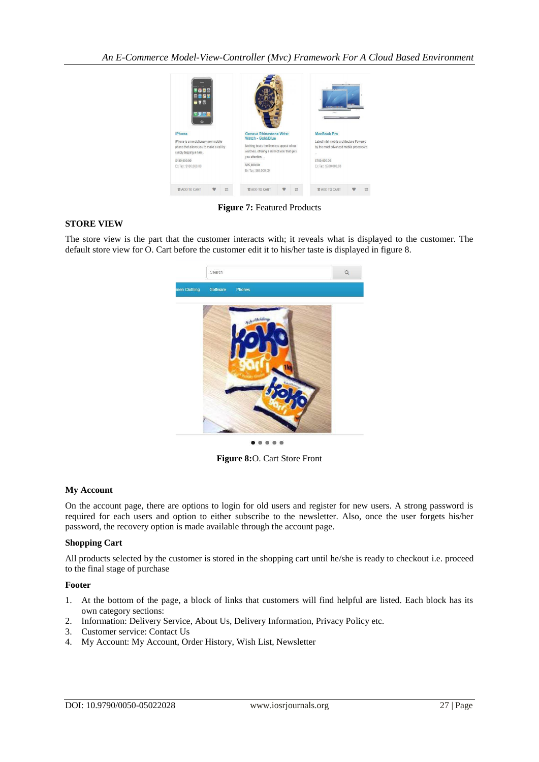**Figure 7:** Featured Products

## STORE VIEW

The store view is the part that the customer interacts with; it reveals what is displayed to the customer. The default store view for O. Cart before the customer edit it to his/her taste is displayed in figure 8.

**Figure 8:**O. Cart Store Front

### My Account

On the account page, there are options to login for old users and register for new users. A strong password is required for each users and option to either subscribe to the newsletter. Also, once the user forgets his/her password, the recovery option is made available through the account page.

### Shopping Cart

All products selected by the customer is stored in the shopping cart until he/she is ready to checkout i.e. proceed to the final stage of purchase

### Footer

1. At the bottom of the page, a block of links that customers will find helpful are listed. Each block has its own category sections:
2. Information: Delivery Service, About Us, Delivery Information, Privacy Policy etc.
3. Customer service: Contact Us
4. My Account: My Account, Order History, Wish List, Newsletter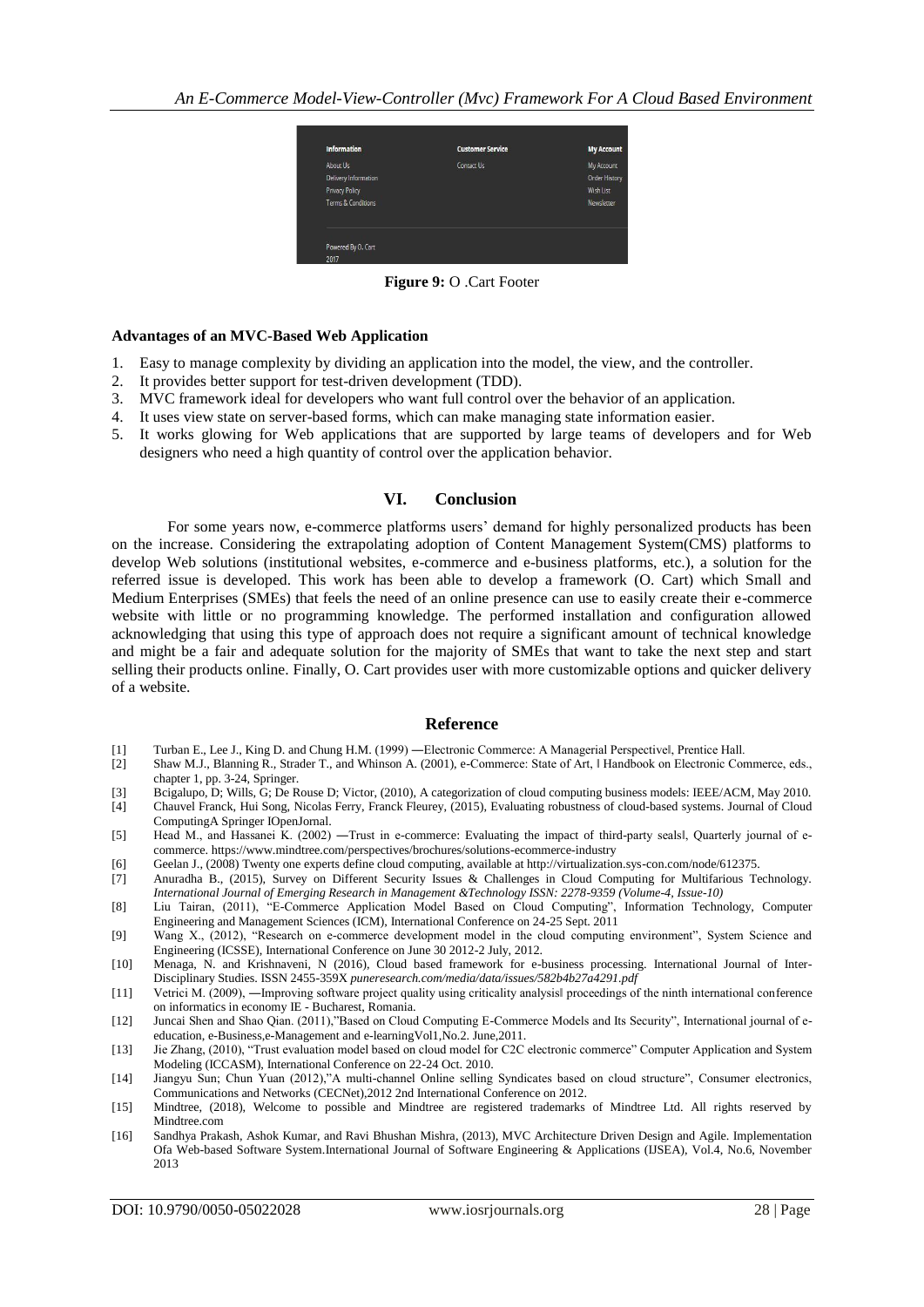Information
About Us
Delivery Information
Privacy Policy
Terms & Conditions

Customer Service
Contact Us

My Account
My Account
Order History
Wish List
Newsletter

Powered By O. Cart
2017

**Figure 9:** O .Cart Footer

**Advantages of an MVC-Based Web Application**

1. Easy to manage complexity by dividing an application into the model, the view, and the controller.
2. It provides better support for test-driven development (TDD).
3. MVC framework ideal for developers who want full control over the behavior of an application.
4. It uses view state on server-based forms, which can make managing state information easier.
5. It works glowing for Web applications that are supported by large teams of developers and for Web designers who need a high quantity of control over the application behavior.

## VI. Conclusion

For some years now, e-commerce platforms users' demand for highly personalized products has been on the increase. Considering the extrapolating adoption of Content Management System(CMS) platforms to develop Web solutions (institutional websites, e-commerce and e-business platforms, etc.), a solution for the referred issue is developed. This work has been able to develop a framework (O. Cart) which Small and Medium Enterprises (SMEs) that feels the need of an online presence can use to easily create their e-commerce website with little or no programming knowledge. The performed installation and configuration allowed acknowledging that using this type of approach does not require a significant amount of technical knowledge and might be a fair and adequate solution for the majority of SMEs that want to take the next step and start selling their products online. Finally, O. Cart provides user with more customizable options and quicker delivery of a website.

## Reference

[1] Turban E., Lee J., King D. and Chung H.M. (1999) ―Electronic Commerce: A Managerial Perspective‖, Prentice Hall.
[2] Shaw M.J., Blanning R., Strader T., and Whinson A. (2001), e-Commerce: State of Art, ‖ Handbook on Electronic Commerce, eds., chapter 1, pp. 3-24, Springer.
[3] Bcigalupo, D; Wills, G; De Rouse D; Victor, (2010), A categorization of cloud computing business models: IEEE/ACM, May 2010.
[4] Chauvel Franck, Hui Song, Nicolas Ferry, Franck Fleurey, (2015), Evaluating robustness of cloud-based systems. Journal of Cloud ComputingA Springer IOpenJornal.
[5] Head M., and Hassanei K. (2002) ―Trust in e-commerce: Evaluating the impact of third-party seals‖, Quarterly journal of e-commerce. https://www.mindtree.com/perspectives/brochures/solutions-ecommerce-industry
[6] Geelan J., (2008) Twenty one experts define cloud computing, available at http://virtualization.sys-con.com/node/612375.
[7] Anuradha B., (2015), Survey on Different Security Issues & Challenges in Cloud Computing for Multifarious Technology. *International Journal of Emerging Research in Management &Technology ISSN: 2278-9359 (Volume-4, Issue-10)*
[8] Liu Tairan, (2011), "E-Commerce Application Model Based on Cloud Computing", Information Technology, Computer Engineering and Management Sciences (ICM), International Conference on 24-25 Sept. 2011
[9] Wang X., (2012), "Research on e-commerce development model in the cloud computing environment", System Science and Engineering (ICSSE), International Conference on June 30 2012-2 July, 2012.
[10] Menaga, N. and Krishnaveni, N (2016), Cloud based framework for e-business processing. International Journal of Inter-Disciplinary Studies. ISSN 2455-359X *puneresearch.com/media/data/issues/582b4b27a4291.pdf*
[11] Vetrici M. (2009), ―Improving software project quality using criticality analysis‖ proceedings of the ninth international conference on informatics in economy IE - Bucharest, Romania.
[12] Juncai Shen and Shao Qian. (2011),"Based on Cloud Computing E-Commerce Models and Its Security", International journal of e-education, e-Business,e-Management and e-learningVol1,No.2. June,2011.
[13] Jie Zhang, (2010), "Trust evaluation model based on cloud model for C2C electronic commerce" Computer Application and System Modeling (ICCASM), International Conference on 22-24 Oct. 2010.
[14] Jiangyu Sun; Chun Yuan (2012),"A multi-channel Online selling Syndicates based on cloud structure", Consumer electronics, Communications and Networks (CECNet),2012 2nd International Conference on 2012.
[15] Mindtree, (2018), Welcome to possible and Mindtree are registered trademarks of Mindtree Ltd. All rights reserved by Mindtree.com
[16] Sandhya Prakash, Ashok Kumar, and Ravi Bhushan Mishra, (2013), MVC Architecture Driven Design and Agile. Implementation Ofa Web-based Software System.International Journal of Software Engineering & Applications (IJSEA), Vol.4, No.6, November 2013